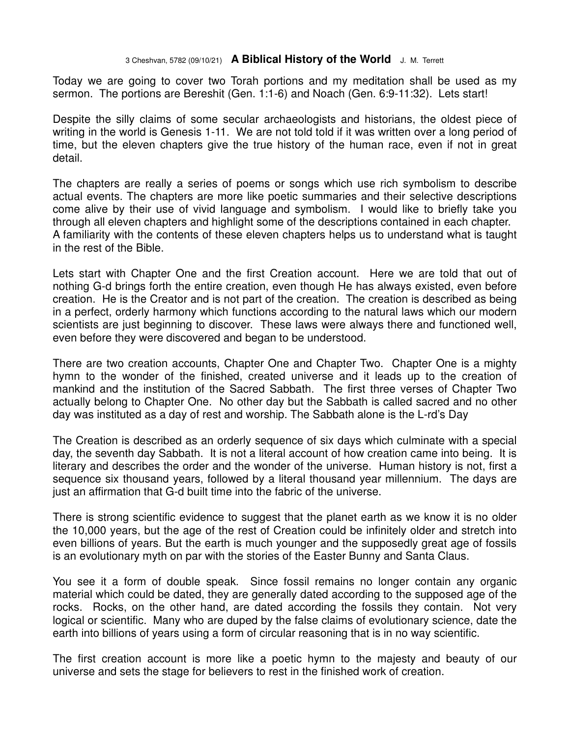3 Cheshvan, 5782 (09/10/21) **A Biblical History of the World** J. M. Terrett

Today we are going to cover two Torah portions and my meditation shall be used as my sermon. The portions are Bereshit (Gen. 1:1-6) and Noach (Gen. 6:9-11:32). Lets start!

Despite the silly claims of some secular archaeologists and historians, the oldest piece of writing in the world is Genesis 1-11. We are not told told if it was written over a long period of time, but the eleven chapters give the true history of the human race, even if not in great detail.

The chapters are really a series of poems or songs which use rich symbolism to describe actual events. The chapters are more like poetic summaries and their selective descriptions come alive by their use of vivid language and symbolism. I would like to briefly take you through all eleven chapters and highlight some of the descriptions contained in each chapter. A familiarity with the contents of these eleven chapters helps us to understand what is taught in the rest of the Bible.

Lets start with Chapter One and the first Creation account. Here we are told that out of nothing G-d brings forth the entire creation, even though He has always existed, even before creation. He is the Creator and is not part of the creation. The creation is described as being in a perfect, orderly harmony which functions according to the natural laws which our modern scientists are just beginning to discover. These laws were always there and functioned well, even before they were discovered and began to be understood.

There are two creation accounts, Chapter One and Chapter Two. Chapter One is a mighty hymn to the wonder of the finished, created universe and it leads up to the creation of mankind and the institution of the Sacred Sabbath. The first three verses of Chapter Two actually belong to Chapter One. No other day but the Sabbath is called sacred and no other day was instituted as a day of rest and worship. The Sabbath alone is the L-rd's Day

The Creation is described as an orderly sequence of six days which culminate with a special day, the seventh day Sabbath. It is not a literal account of how creation came into being. It is literary and describes the order and the wonder of the universe. Human history is not, first a sequence six thousand years, followed by a literal thousand year millennium. The days are just an affirmation that G-d built time into the fabric of the universe.

There is strong scientific evidence to suggest that the planet earth as we know it is no older the 10,000 years, but the age of the rest of Creation could be infinitely older and stretch into even billions of years. But the earth is much younger and the supposedly great age of fossils is an evolutionary myth on par with the stories of the Easter Bunny and Santa Claus.

You see it a form of double speak. Since fossil remains no longer contain any organic material which could be dated, they are generally dated according to the supposed age of the rocks. Rocks, on the other hand, are dated according the fossils they contain. Not very logical or scientific. Many who are duped by the false claims of evolutionary science, date the earth into billions of years using a form of circular reasoning that is in no way scientific.

The first creation account is more like a poetic hymn to the majesty and beauty of our universe and sets the stage for believers to rest in the finished work of creation.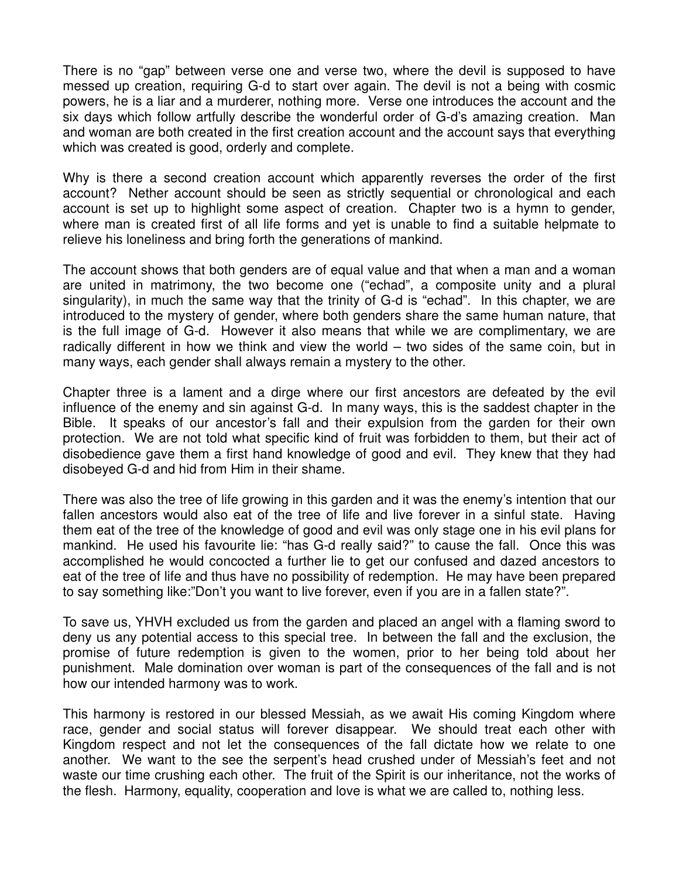There is no “gap” between verse one and verse two, where the devil is supposed to have messed up creation, requiring G-d to start over again. The devil is not a being with cosmic powers, he is a liar and a murderer, nothing more. Verse one introduces the account and the six days which follow artfully describe the wonderful order of G-d’s amazing creation. Man and woman are both created in the first creation account and the account says that everything which was created is good, orderly and complete.

Why is there a second creation account which apparently reverses the order of the first account? Nether account should be seen as strictly sequential or chronological and each account is set up to highlight some aspect of creation. Chapter two is a hymn to gender, where man is created first of all life forms and yet is unable to find a suitable helpmate to relieve his loneliness and bring forth the generations of mankind.

The account shows that both genders are of equal value and that when a man and a woman are united in matrimony, the two become one (“echad”, a composite unity and a plural singularity), in much the same way that the trinity of G-d is “echad”. In this chapter, we are introduced to the mystery of gender, where both genders share the same human nature, that is the full image of G-d. However it also means that while we are complimentary, we are radically different in how we think and view the world – two sides of the same coin, but in many ways, each gender shall always remain a mystery to the other.

Chapter three is a lament and a dirge where our first ancestors are defeated by the evil influence of the enemy and sin against G-d. In many ways, this is the saddest chapter in the Bible. It speaks of our ancestor’s fall and their expulsion from the garden for their own protection. We are not told what specific kind of fruit was forbidden to them, but their act of disobedience gave them a first hand knowledge of good and evil. They knew that they had disobeyed G-d and hid from Him in their shame.

There was also the tree of life growing in this garden and it was the enemy’s intention that our fallen ancestors would also eat of the tree of life and live forever in a sinful state. Having them eat of the tree of the knowledge of good and evil was only stage one in his evil plans for mankind. He used his favourite lie: “has G-d really said?” to cause the fall. Once this was accomplished he would concocted a further lie to get our confused and dazed ancestors to eat of the tree of life and thus have no possibility of redemption. He may have been prepared to say something like:”Don’t you want to live forever, even if you are in a fallen state?”.

To save us, YHVH excluded us from the garden and placed an angel with a flaming sword to deny us any potential access to this special tree. In between the fall and the exclusion, the promise of future redemption is given to the women, prior to her being told about her punishment. Male domination over woman is part of the consequences of the fall and is not how our intended harmony was to work.

This harmony is restored in our blessed Messiah, as we await His coming Kingdom where race, gender and social status will forever disappear. We should treat each other with Kingdom respect and not let the consequences of the fall dictate how we relate to one another. We want to the see the serpent’s head crushed under of Messiah’s feet and not waste our time crushing each other. The fruit of the Spirit is our inheritance, not the works of the flesh. Harmony, equality, cooperation and love is what we are called to, nothing less.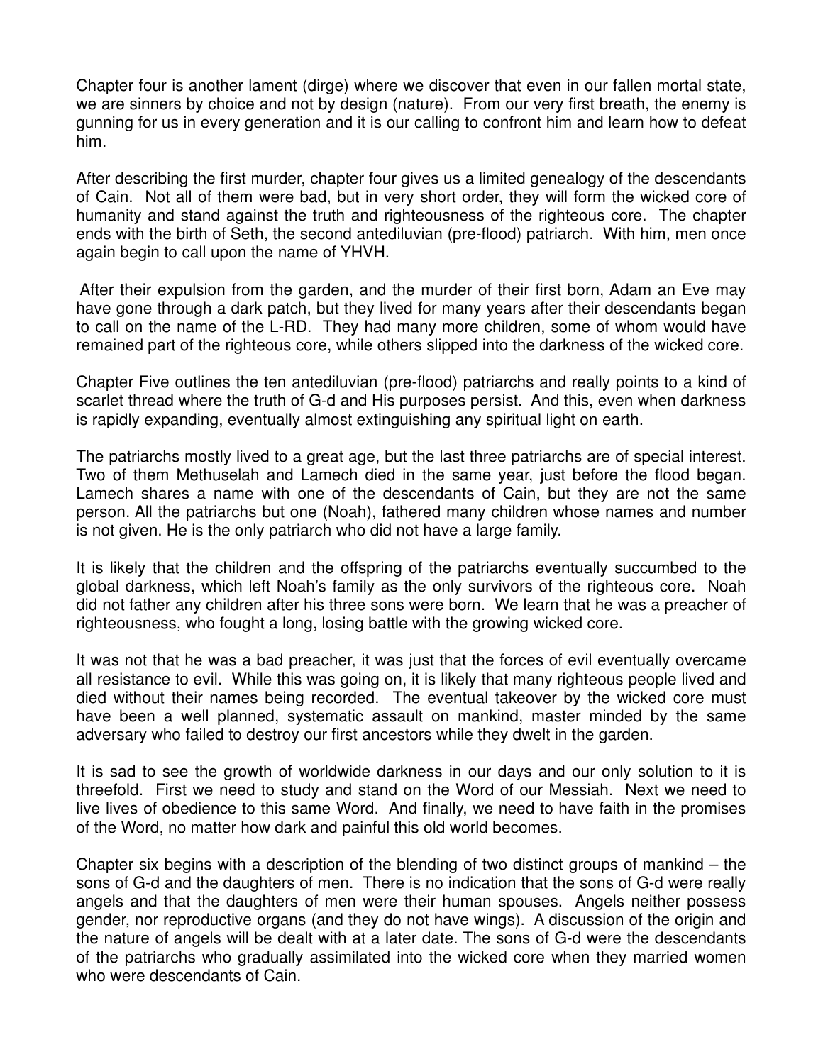Chapter four is another lament (dirge) where we discover that even in our fallen mortal state, we are sinners by choice and not by design (nature). From our very first breath, the enemy is gunning for us in every generation and it is our calling to confront him and learn how to defeat him.

After describing the first murder, chapter four gives us a limited genealogy of the descendants of Cain. Not all of them were bad, but in very short order, they will form the wicked core of humanity and stand against the truth and righteousness of the righteous core. The chapter ends with the birth of Seth, the second antediluvian (pre-flood) patriarch. With him, men once again begin to call upon the name of YHVH.

After their expulsion from the garden, and the murder of their first born, Adam an Eve may have gone through a dark patch, but they lived for many years after their descendants began to call on the name of the L-RD. They had many more children, some of whom would have remained part of the righteous core, while others slipped into the darkness of the wicked core.

Chapter Five outlines the ten antediluvian (pre-flood) patriarchs and really points to a kind of scarlet thread where the truth of G-d and His purposes persist. And this, even when darkness is rapidly expanding, eventually almost extinguishing any spiritual light on earth.

The patriarchs mostly lived to a great age, but the last three patriarchs are of special interest. Two of them Methuselah and Lamech died in the same year, just before the flood began. Lamech shares a name with one of the descendants of Cain, but they are not the same person. All the patriarchs but one (Noah), fathered many children whose names and number is not given. He is the only patriarch who did not have a large family.

It is likely that the children and the offspring of the patriarchs eventually succumbed to the global darkness, which left Noah's family as the only survivors of the righteous core. Noah did not father any children after his three sons were born. We learn that he was a preacher of righteousness, who fought a long, losing battle with the growing wicked core.

It was not that he was a bad preacher, it was just that the forces of evil eventually overcame all resistance to evil. While this was going on, it is likely that many righteous people lived and died without their names being recorded. The eventual takeover by the wicked core must have been a well planned, systematic assault on mankind, master minded by the same adversary who failed to destroy our first ancestors while they dwelt in the garden.

It is sad to see the growth of worldwide darkness in our days and our only solution to it is threefold. First we need to study and stand on the Word of our Messiah. Next we need to live lives of obedience to this same Word. And finally, we need to have faith in the promises of the Word, no matter how dark and painful this old world becomes.

Chapter six begins with a description of the blending of two distinct groups of mankind – the sons of G-d and the daughters of men. There is no indication that the sons of G-d were really angels and that the daughters of men were their human spouses. Angels neither possess gender, nor reproductive organs (and they do not have wings). A discussion of the origin and the nature of angels will be dealt with at a later date. The sons of G-d were the descendants of the patriarchs who gradually assimilated into the wicked core when they married women who were descendants of Cain.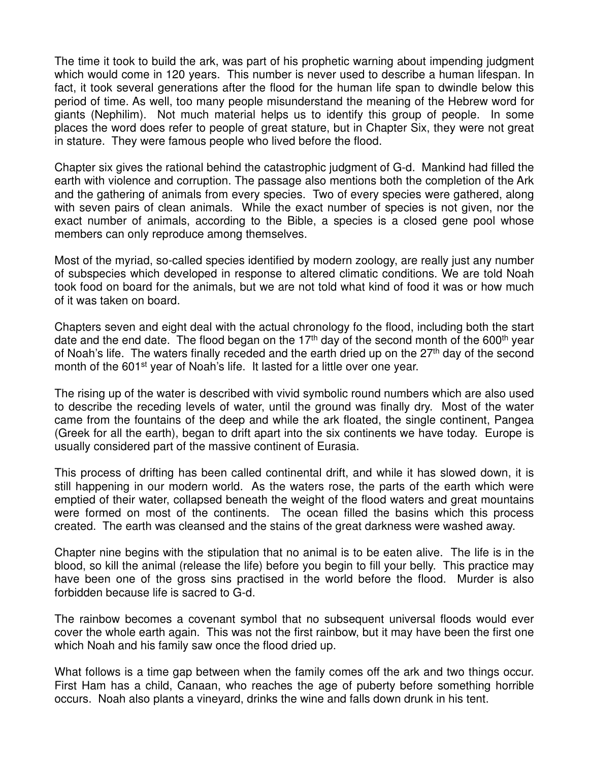The time it took to build the ark, was part of his prophetic warning about impending judgment which would come in 120 years. This number is never used to describe a human lifespan. In fact, it took several generations after the flood for the human life span to dwindle below this period of time. As well, too many people misunderstand the meaning of the Hebrew word for giants (Nephilim). Not much material helps us to identify this group of people. In some places the word does refer to people of great stature, but in Chapter Six, they were not great in stature. They were famous people who lived before the flood.

Chapter six gives the rational behind the catastrophic judgment of G-d. Mankind had filled the earth with violence and corruption. The passage also mentions both the completion of the Ark and the gathering of animals from every species. Two of every species were gathered, along with seven pairs of clean animals. While the exact number of species is not given, nor the exact number of animals, according to the Bible, a species is a closed gene pool whose members can only reproduce among themselves.

Most of the myriad, so-called species identified by modern zoology, are really just any number of subspecies which developed in response to altered climatic conditions. We are told Noah took food on board for the animals, but we are not told what kind of food it was or how much of it was taken on board.

Chapters seven and eight deal with the actual chronology fo the flood, including both the start date and the end date. The flood began on the 17th day of the second month of the 600th year of Noah's life. The waters finally receded and the earth dried up on the 27th day of the second month of the 601st year of Noah's life. It lasted for a little over one year.

The rising up of the water is described with vivid symbolic round numbers which are also used to describe the receding levels of water, until the ground was finally dry. Most of the water came from the fountains of the deep and while the ark floated, the single continent, Pangea (Greek for all the earth), began to drift apart into the six continents we have today. Europe is usually considered part of the massive continent of Eurasia.

This process of drifting has been called continental drift, and while it has slowed down, it is still happening in our modern world. As the waters rose, the parts of the earth which were emptied of their water, collapsed beneath the weight of the flood waters and great mountains were formed on most of the continents. The ocean filled the basins which this process created. The earth was cleansed and the stains of the great darkness were washed away.

Chapter nine begins with the stipulation that no animal is to be eaten alive. The life is in the blood, so kill the animal (release the life) before you begin to fill your belly. This practice may have been one of the gross sins practised in the world before the flood. Murder is also forbidden because life is sacred to G-d.

The rainbow becomes a covenant symbol that no subsequent universal floods would ever cover the whole earth again. This was not the first rainbow, but it may have been the first one which Noah and his family saw once the flood dried up.

What follows is a time gap between when the family comes off the ark and two things occur. First Ham has a child, Canaan, who reaches the age of puberty before something horrible occurs. Noah also plants a vineyard, drinks the wine and falls down drunk in his tent.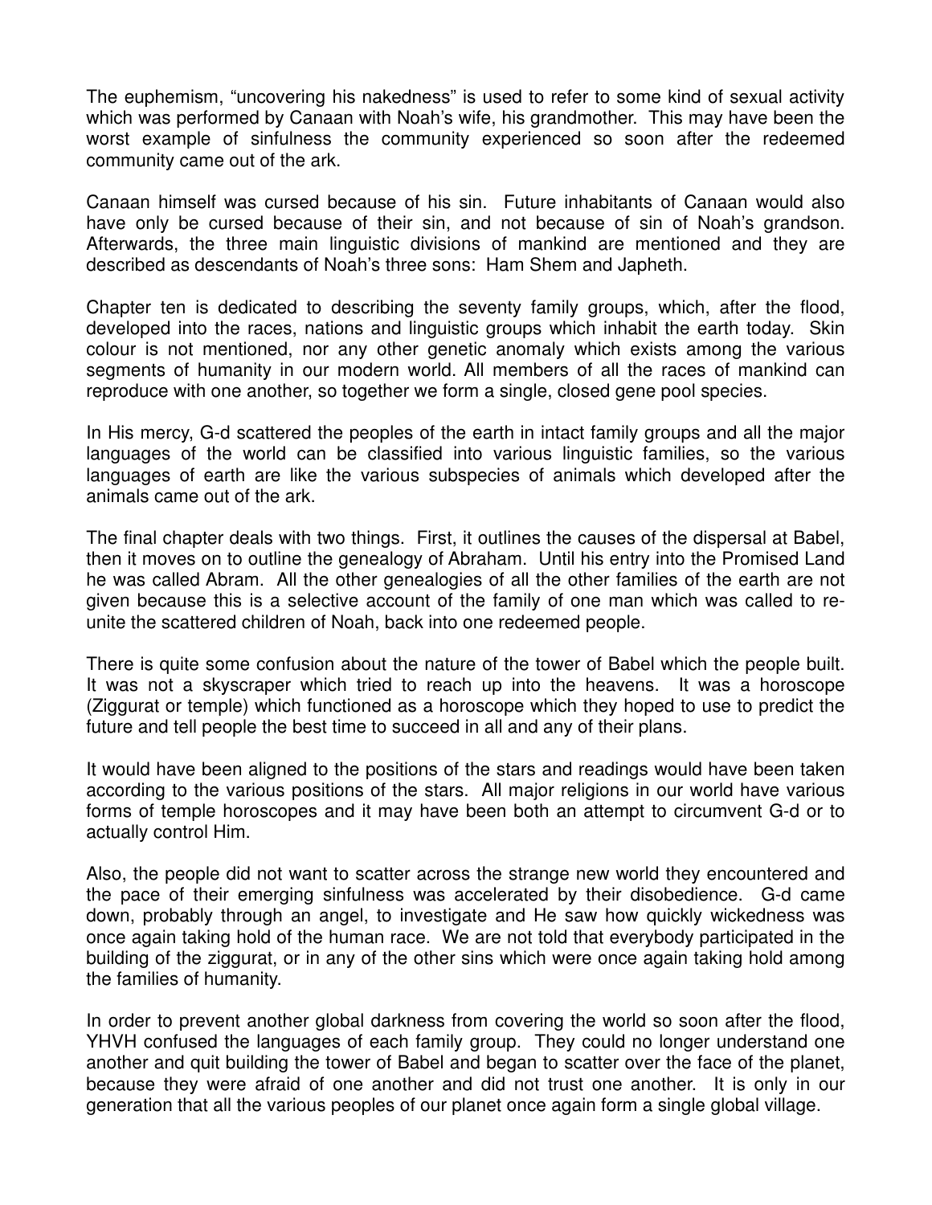The euphemism, "uncovering his nakedness" is used to refer to some kind of sexual activity which was performed by Canaan with Noah's wife, his grandmother. This may have been the worst example of sinfulness the community experienced so soon after the redeemed community came out of the ark.

Canaan himself was cursed because of his sin. Future inhabitants of Canaan would also have only be cursed because of their sin, and not because of sin of Noah's grandson. Afterwards, the three main linguistic divisions of mankind are mentioned and they are described as descendants of Noah's three sons: Ham Shem and Japheth.

Chapter ten is dedicated to describing the seventy family groups, which, after the flood, developed into the races, nations and linguistic groups which inhabit the earth today. Skin colour is not mentioned, nor any other genetic anomaly which exists among the various segments of humanity in our modern world. All members of all the races of mankind can reproduce with one another, so together we form a single, closed gene pool species.

In His mercy, G-d scattered the peoples of the earth in intact family groups and all the major languages of the world can be classified into various linguistic families, so the various languages of earth are like the various subspecies of animals which developed after the animals came out of the ark.

The final chapter deals with two things. First, it outlines the causes of the dispersal at Babel, then it moves on to outline the genealogy of Abraham. Until his entry into the Promised Land he was called Abram. All the other genealogies of all the other families of the earth are not given because this is a selective account of the family of one man which was called to re-unite the scattered children of Noah, back into one redeemed people.

There is quite some confusion about the nature of the tower of Babel which the people built. It was not a skyscraper which tried to reach up into the heavens. It was a horoscope (Ziggurat or temple) which functioned as a horoscope which they hoped to use to predict the future and tell people the best time to succeed in all and any of their plans.

It would have been aligned to the positions of the stars and readings would have been taken according to the various positions of the stars. All major religions in our world have various forms of temple horoscopes and it may have been both an attempt to circumvent G-d or to actually control Him.

Also, the people did not want to scatter across the strange new world they encountered and the pace of their emerging sinfulness was accelerated by their disobedience. G-d came down, probably through an angel, to investigate and He saw how quickly wickedness was once again taking hold of the human race. We are not told that everybody participated in the building of the ziggurat, or in any of the other sins which were once again taking hold among the families of humanity.

In order to prevent another global darkness from covering the world so soon after the flood, YHVH confused the languages of each family group. They could no longer understand one another and quit building the tower of Babel and began to scatter over the face of the planet, because they were afraid of one another and did not trust one another. It is only in our generation that all the various peoples of our planet once again form a single global village.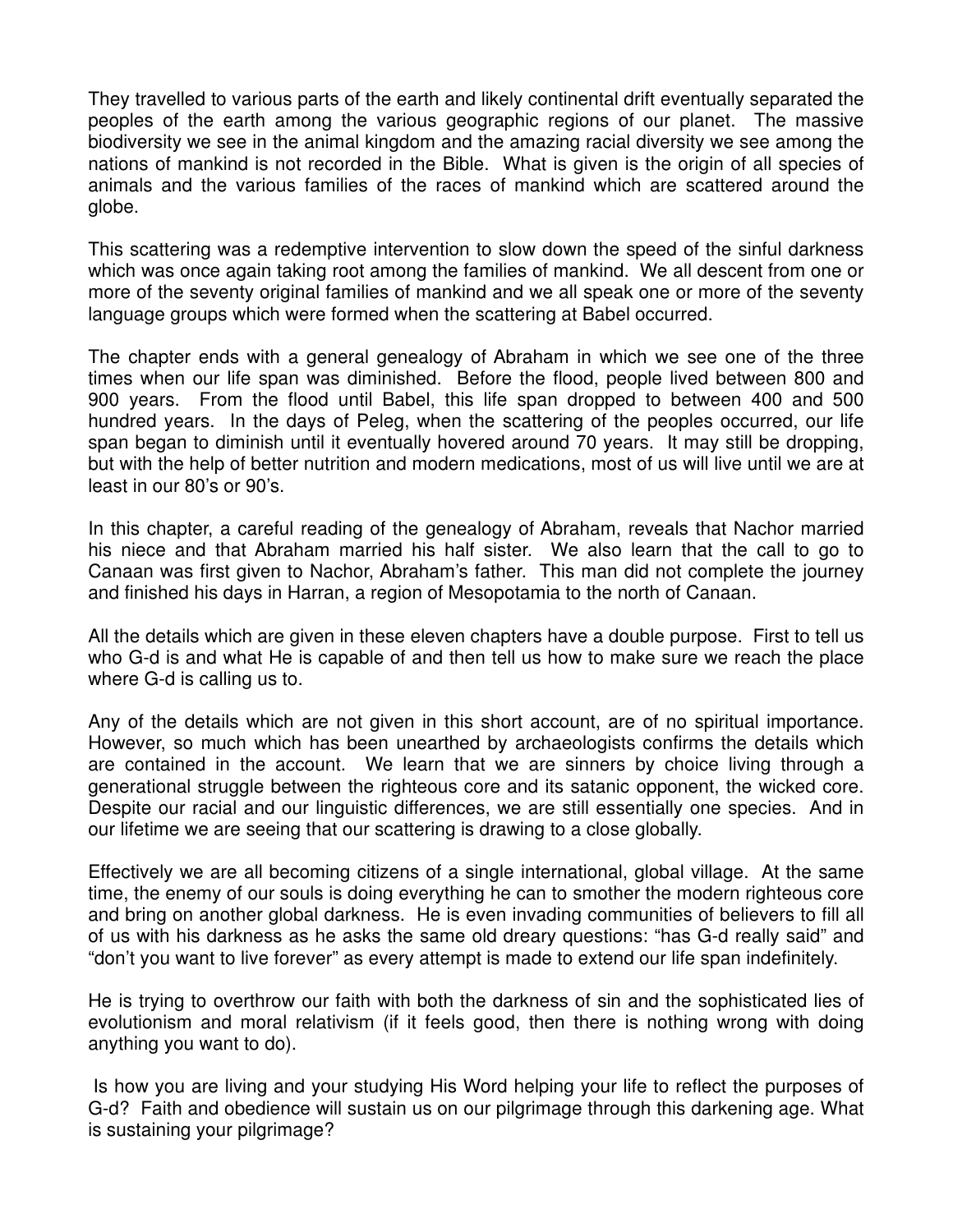They travelled to various parts of the earth and likely continental drift eventually separated the peoples of the earth among the various geographic regions of our planet. The massive biodiversity we see in the animal kingdom and the amazing racial diversity we see among the nations of mankind is not recorded in the Bible. What is given is the origin of all species of animals and the various families of the races of mankind which are scattered around the globe.

This scattering was a redemptive intervention to slow down the speed of the sinful darkness which was once again taking root among the families of mankind. We all descent from one or more of the seventy original families of mankind and we all speak one or more of the seventy language groups which were formed when the scattering at Babel occurred.

The chapter ends with a general genealogy of Abraham in which we see one of the three times when our life span was diminished. Before the flood, people lived between 800 and 900 years. From the flood until Babel, this life span dropped to between 400 and 500 hundred years. In the days of Peleg, when the scattering of the peoples occurred, our life span began to diminish until it eventually hovered around 70 years. It may still be dropping, but with the help of better nutrition and modern medications, most of us will live until we are at least in our 80's or 90's.

In this chapter, a careful reading of the genealogy of Abraham, reveals that Nachor married his niece and that Abraham married his half sister. We also learn that the call to go to Canaan was first given to Nachor, Abraham's father. This man did not complete the journey and finished his days in Harran, a region of Mesopotamia to the north of Canaan.

All the details which are given in these eleven chapters have a double purpose. First to tell us who G-d is and what He is capable of and then tell us how to make sure we reach the place where G-d is calling us to.

Any of the details which are not given in this short account, are of no spiritual importance. However, so much which has been unearthed by archaeologists confirms the details which are contained in the account. We learn that we are sinners by choice living through a generational struggle between the righteous core and its satanic opponent, the wicked core. Despite our racial and our linguistic differences, we are still essentially one species. And in our lifetime we are seeing that our scattering is drawing to a close globally.

Effectively we are all becoming citizens of a single international, global village. At the same time, the enemy of our souls is doing everything he can to smother the modern righteous core and bring on another global darkness. He is even invading communities of believers to fill all of us with his darkness as he asks the same old dreary questions: "has G-d really said" and "don't you want to live forever" as every attempt is made to extend our life span indefinitely.

He is trying to overthrow our faith with both the darkness of sin and the sophisticated lies of evolutionism and moral relativism (if it feels good, then there is nothing wrong with doing anything you want to do).

Is how you are living and your studying His Word helping your life to reflect the purposes of G-d? Faith and obedience will sustain us on our pilgrimage through this darkening age. What is sustaining your pilgrimage?